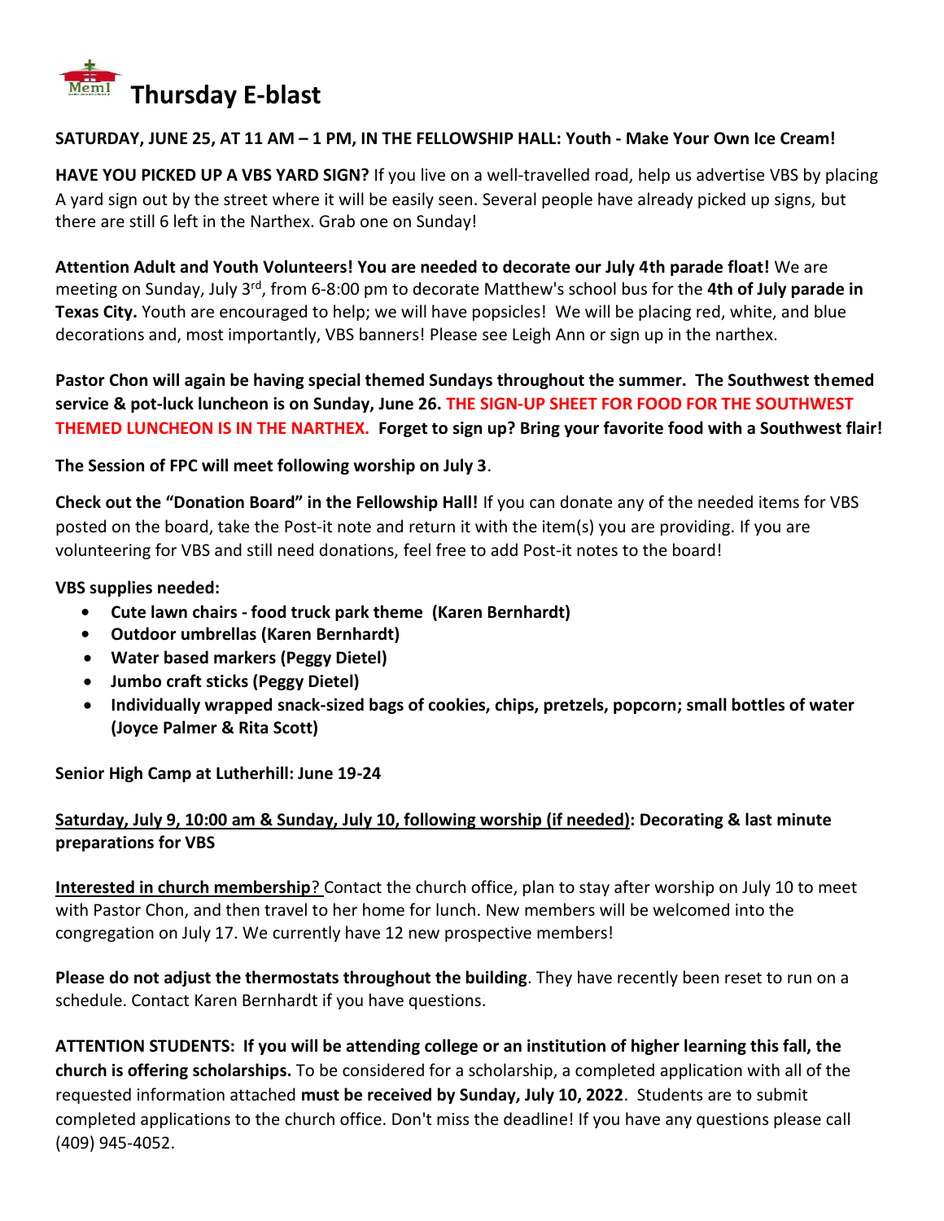# Thursday E-blast

**SATURDAY, JUNE 25, AT 11 AM – 1 PM, IN THE FELLOWSHIP HALL: Youth - Make Your Own Ice Cream!**

**HAVE YOU PICKED UP A VBS YARD SIGN?** If you live on a well-travelled road, help us advertise VBS by placing A yard sign out by the street where it will be easily seen. Several people have already picked up signs, but there are still 6 left in the Narthex. Grab one on Sunday!

**Attention Adult and Youth Volunteers! You are needed to decorate our July 4th parade float!** We are meeting on Sunday, July 3rd, from 6-8:00 pm to decorate Matthew's school bus for the **4th of July parade in Texas City.** Youth are encouraged to help; we will have popsicles! We will be placing red, white, and blue decorations and, most importantly, VBS banners! Please see Leigh Ann or sign up in the narthex.

**Pastor Chon will again be having special themed Sundays throughout the summer. The Southwest themed service & pot-luck luncheon is on Sunday, June 26. THE SIGN-UP SHEET FOR FOOD FOR THE SOUTHWEST THEMED LUNCHEON IS IN THE NARTHEX. Forget to sign up? Bring your favorite food with a Southwest flair!**

**The Session of FPC will meet following worship on July 3**.

**Check out the "Donation Board" in the Fellowship Hall!** If you can donate any of the needed items for VBS posted on the board, take the Post-it note and return it with the item(s) you are providing. If you are volunteering for VBS and still need donations, feel free to add Post-it notes to the board!

**VBS supplies needed:**

- **Cute lawn chairs - food truck park theme (Karen Bernhardt)**
- **Outdoor umbrellas (Karen Bernhardt)**
- **Water based markers (Peggy Dietel)**
- **Jumbo craft sticks (Peggy Dietel)**
- **Individually wrapped snack-sized bags of cookies, chips, pretzels, popcorn; small bottles of water (Joyce Palmer & Rita Scott)**

**Senior High Camp at Lutherhill: June 19-24**

**Saturday, July 9, 10:00 am & Sunday, July 10, following worship (if needed): Decorating & last minute preparations for VBS**

**Interested in church membership**? Contact the church office, plan to stay after worship on July 10 to meet with Pastor Chon, and then travel to her home for lunch. New members will be welcomed into the congregation on July 17. We currently have 12 new prospective members!

**Please do not adjust the thermostats throughout the building**. They have recently been reset to run on a schedule. Contact Karen Bernhardt if you have questions.

**ATTENTION STUDENTS: If you will be attending college or an institution of higher learning this fall, the church is offering scholarships.** To be considered for a scholarship, a completed application with all of the requested information attached **must be received by Sunday, July 10, 2022**. Students are to submit completed applications to the church office. Don't miss the deadline! If you have any questions please call (409) 945-4052.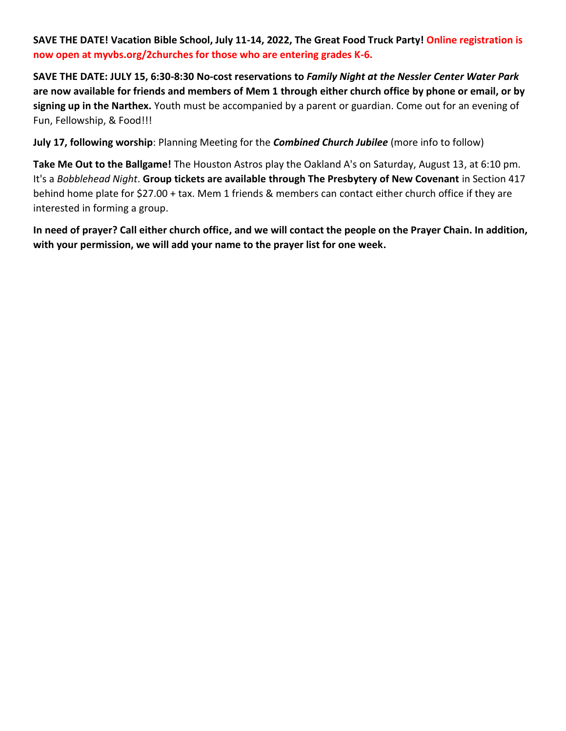**SAVE THE DATE! Vacation Bible School, July 11-14, 2022, The Great Food Truck Party! Online registration is now open at myvbs.org/2churches for those who are entering grades K-6.**

**SAVE THE DATE: JULY 15, 6:30-8:30 No-cost reservations to *Family Night at the Nessler Center Water Park* are now available for friends and members of Mem 1 through either church office by phone or email, or by signing up in the Narthex.** Youth must be accompanied by a parent or guardian. Come out for an evening of Fun, Fellowship, & Food!!!

**July 17, following worship**: Planning Meeting for the ***Combined Church Jubilee*** (more info to follow)

**Take Me Out to the Ballgame!** The Houston Astros play the Oakland A's on Saturday, August 13, at 6:10 pm. It's a *Bobblehead Night*. **Group tickets are available through The Presbytery of New Covenant** in Section 417 behind home plate for $27.00 + tax. Mem 1 friends & members can contact either church office if they are interested in forming a group.

**In need of prayer? Call either church office, and we will contact the people on the Prayer Chain. In addition, with your permission, we will add your name to the prayer list for one week.**